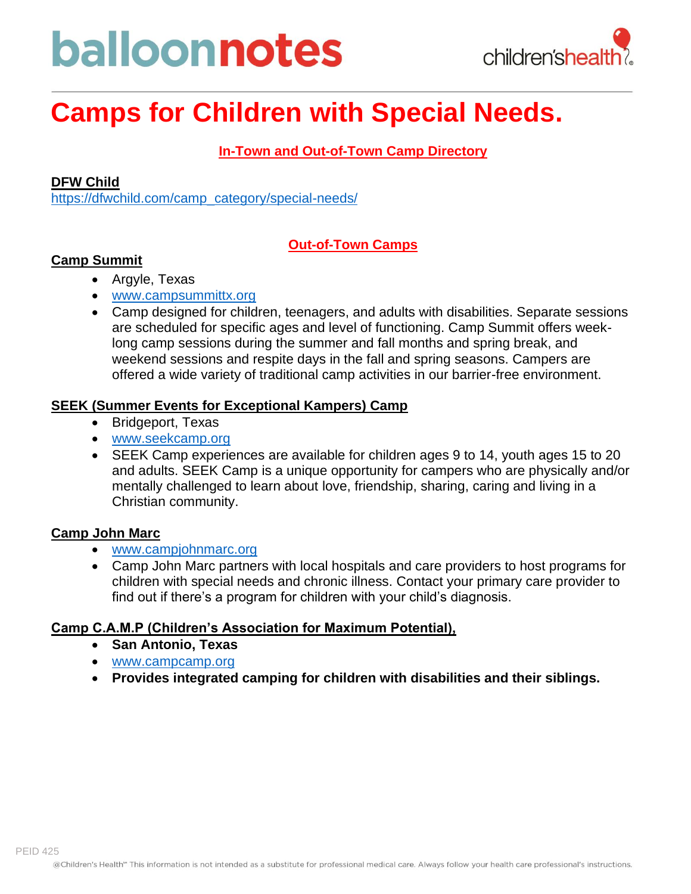# balloonnotes

children'shealth

# Camps for Children with Special Needs.

**In-Town and Out-of-Town Camp Directory**

**DFW Child**
https://dfwchild.com/camp_category/special-needs/

**Out-of-Town Camps**

**Camp Summit**

- Argyle, Texas
- www.campsummittx.org
- Camp designed for children, teenagers, and adults with disabilities. Separate sessions are scheduled for specific ages and level of functioning. Camp Summit offers week-long camp sessions during the summer and fall months and spring break, and weekend sessions and respite days in the fall and spring seasons. Campers are offered a wide variety of traditional camp activities in our barrier-free environment.

**SEEK (Summer Events for Exceptional Kampers) Camp**

- Bridgeport, Texas
- www.seekcamp.org
- SEEK Camp experiences are available for children ages 9 to 14, youth ages 15 to 20 and adults. SEEK Camp is a unique opportunity for campers who are physically and/or mentally challenged to learn about love, friendship, sharing, caring and living in a Christian community.

**Camp John Marc**

- www.campjohnmarc.org
- Camp John Marc partners with local hospitals and care providers to host programs for children with special needs and chronic illness. Contact your primary care provider to find out if there's a program for children with your child's diagnosis.

**Camp C.A.M.P (Children's Association for Maximum Potential),**

- **San Antonio, Texas**
- www.campcamp.org
- **Provides integrated camping for children with disabilities and their siblings.**

PEID 425

@Children's Health℠ This information is not intended as a substitute for professional medical care. Always follow your health care professional's instructions.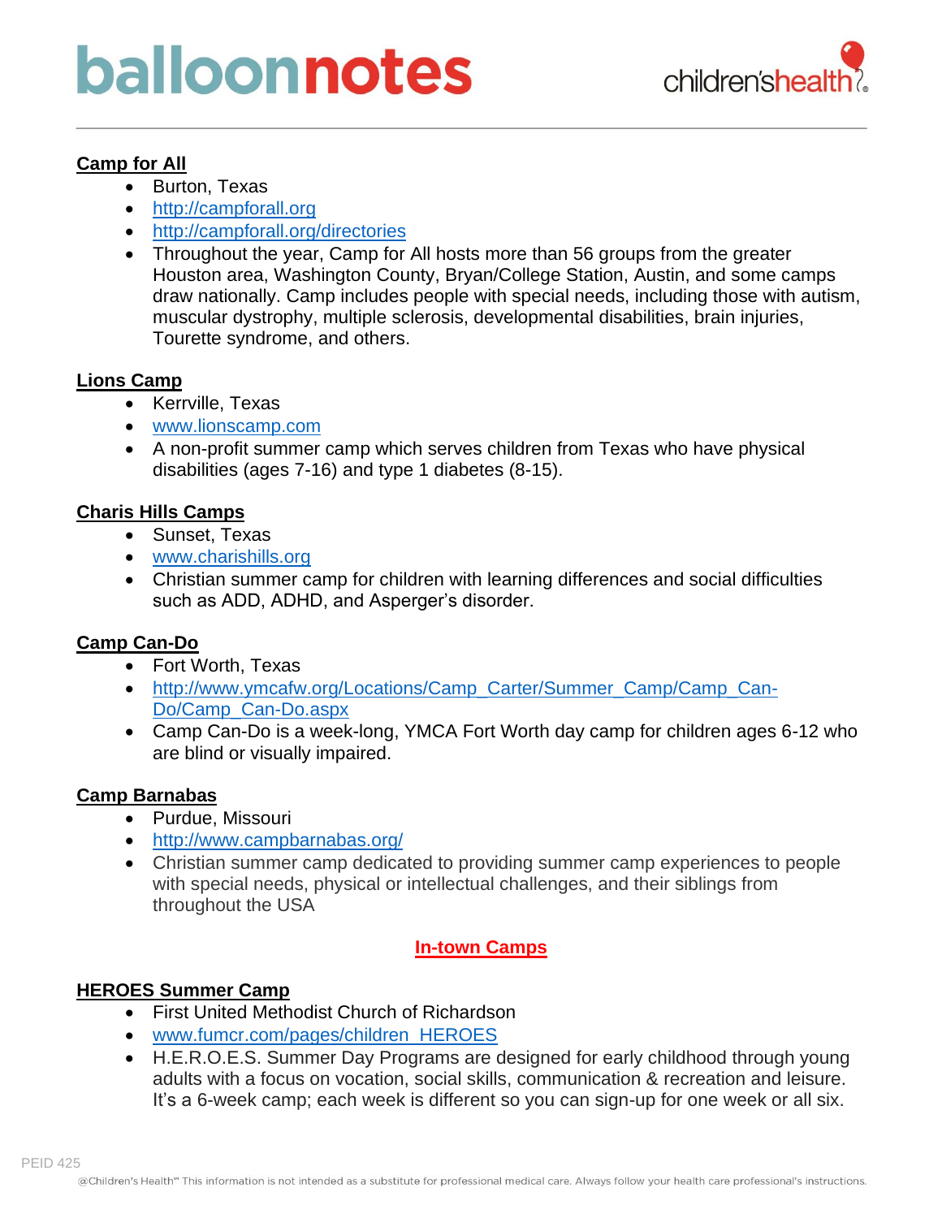### Camp for All

- Burton, Texas
- http://campforall.org
- http://campforall.org/directories
- Throughout the year, Camp for All hosts more than 56 groups from the greater Houston area, Washington County, Bryan/College Station, Austin, and some camps draw nationally. Camp includes people with special needs, including those with autism, muscular dystrophy, multiple sclerosis, developmental disabilities, brain injuries, Tourette syndrome, and others.

### Lions Camp

- Kerrville, Texas
- www.lionscamp.com
- A non-profit summer camp which serves children from Texas who have physical disabilities (ages 7-16) and type 1 diabetes (8-15).

### Charis Hills Camps

- Sunset, Texas
- www.charishills.org
- Christian summer camp for children with learning differences and social difficulties such as ADD, ADHD, and Asperger's disorder.

### Camp Can-Do

- Fort Worth, Texas
- http://www.ymcafw.org/Locations/Camp_Carter/Summer_Camp/Camp_Can-Do/Camp_Can-Do.aspx
- Camp Can-Do is a week-long, YMCA Fort Worth day camp for children ages 6-12 who are blind or visually impaired.

### Camp Barnabas

- Purdue, Missouri
- http://www.campbarnabas.org/
- Christian summer camp dedicated to providing summer camp experiences to people with special needs, physical or intellectual challenges, and their siblings from throughout the USA

## In-town Camps

### HEROES Summer Camp

- First United Methodist Church of Richardson
- www.fumcr.com/pages/children_HEROES
- H.E.R.O.E.S. Summer Day Programs are designed for early childhood through young adults with a focus on vocation, social skills, communication & recreation and leisure. It's a 6-week camp; each week is different so you can sign-up for one week or all six.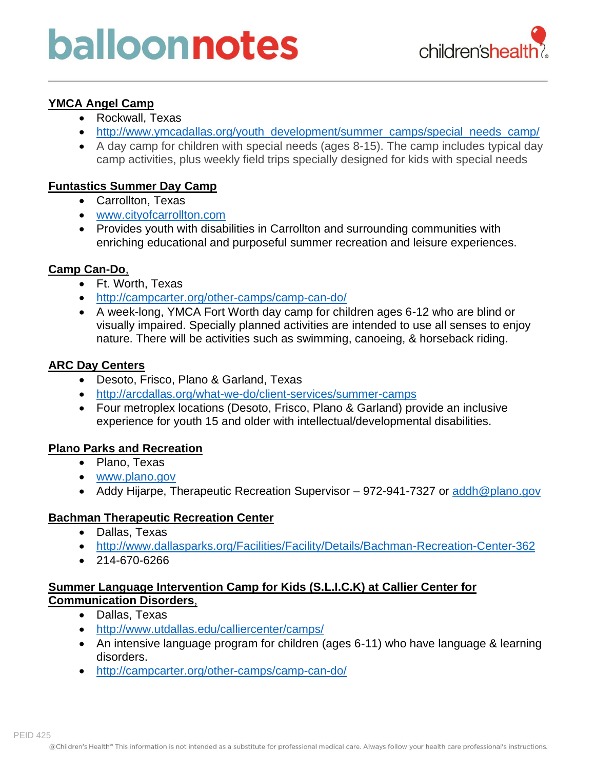**YMCA Angel Camp**

- Rockwall, Texas
- http://www.ymcadallas.org/youth_development/summer_camps/special_needs_camp/
- A day camp for children with special needs (ages 8-15). The camp includes typical day camp activities, plus weekly field trips specially designed for kids with special needs

**Funtastics Summer Day Camp**

- Carrollton, Texas
- www.cityofcarrollton.com
- Provides youth with disabilities in Carrollton and surrounding communities with enriching educational and purposeful summer recreation and leisure experiences.

**Camp Can-Do**,

- Ft. Worth, Texas
- http://campcarter.org/other-camps/camp-can-do/
- A week-long, YMCA Fort Worth day camp for children ages 6-12 who are blind or visually impaired. Specially planned activities are intended to use all senses to enjoy nature. There will be activities such as swimming, canoeing, & horseback riding.

**ARC Day Centers**

- Desoto, Frisco, Plano & Garland, Texas
- http://arcdallas.org/what-we-do/client-services/summer-camps
- Four metroplex locations (Desoto, Frisco, Plano & Garland) provide an inclusive experience for youth 15 and older with intellectual/developmental disabilities.

**Plano Parks and Recreation**

- Plano, Texas
- www.plano.gov
- Addy Hijarpe, Therapeutic Recreation Supervisor – 972-941-7327 or addh@plano.gov

**Bachman Therapeutic Recreation Center**

- Dallas, Texas
- http://www.dallasparks.org/Facilities/Facility/Details/Bachman-Recreation-Center-362
- 214-670-6266

**Summer Language Intervention Camp for Kids (S.L.I.C.K) at Callier Center for Communication Disorders**,

- Dallas, Texas
- http://www.utdallas.edu/calliercenter/camps/
- An intensive language program for children (ages 6-11) who have language & learning disorders.
- http://campcarter.org/other-camps/camp-can-do/

PEID 425

@Children's Health℠ This information is not intended as a substitute for professional medical care. Always follow your health care professional's instructions.